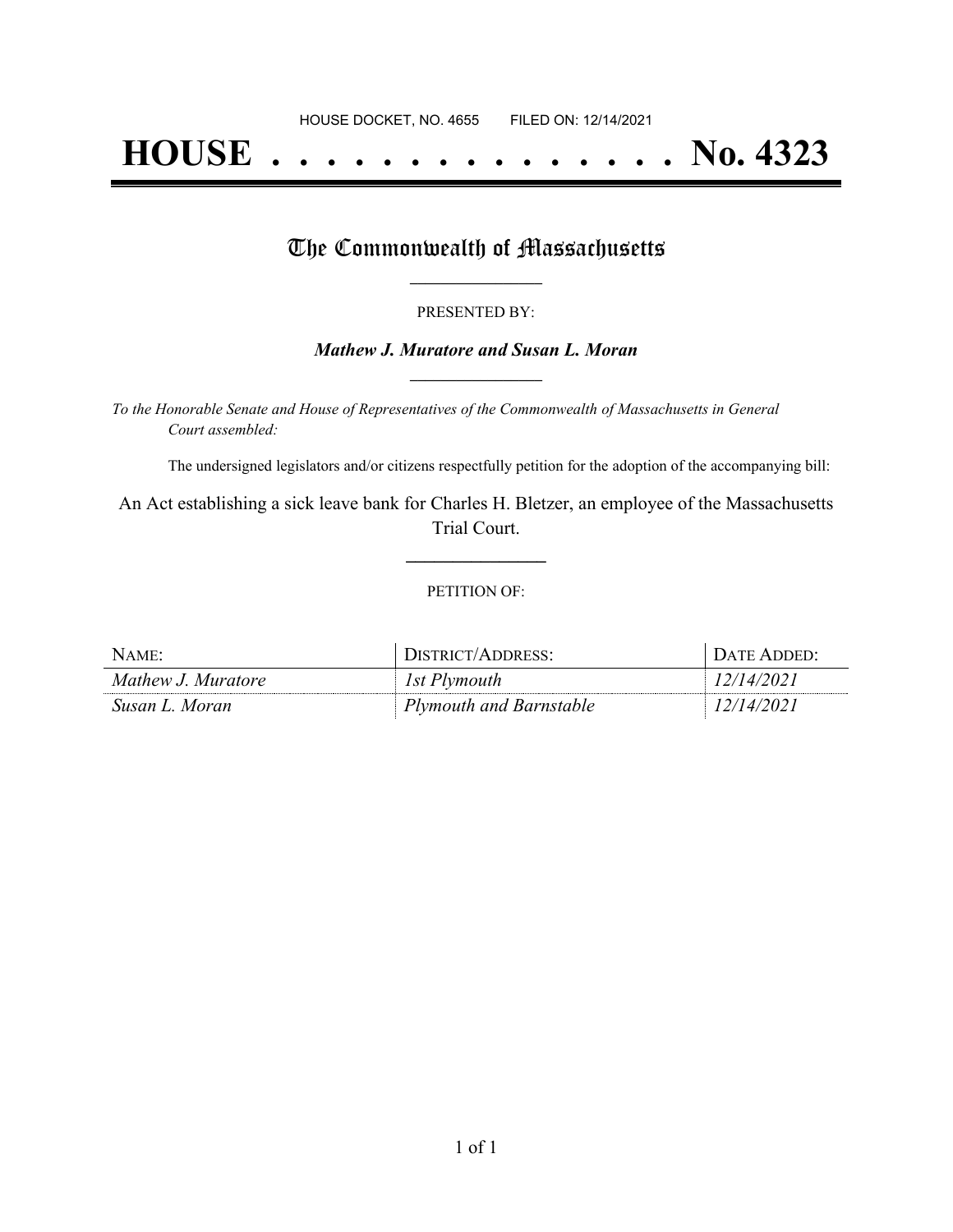HOUSE DOCKET, NO. 4655 FILED ON: 12/14/2021

# HOUSE . . . . . . . . . . . . . . . No. 4323

## The Commonwealth of Massachusetts

PRESENTED BY:

***Mathew J. Muratore and Susan L. Moran***

*To the Honorable Senate and House of Representatives of the Commonwealth of Massachusetts in General Court assembled:*

The undersigned legislators and/or citizens respectfully petition for the adoption of the accompanying bill:

An Act establishing a sick leave bank for Charles H. Bletzer, an employee of the Massachusetts Trial Court.

PETITION OF:

| NAME: | DISTRICT/ADDRESS: | DATE ADDED: |
| --- | --- | --- |
| *Mathew J. Muratore* | *1st Plymouth* | *12/14/2021* |
| *Susan L. Moran* | *Plymouth and Barnstable* | *12/14/2021* |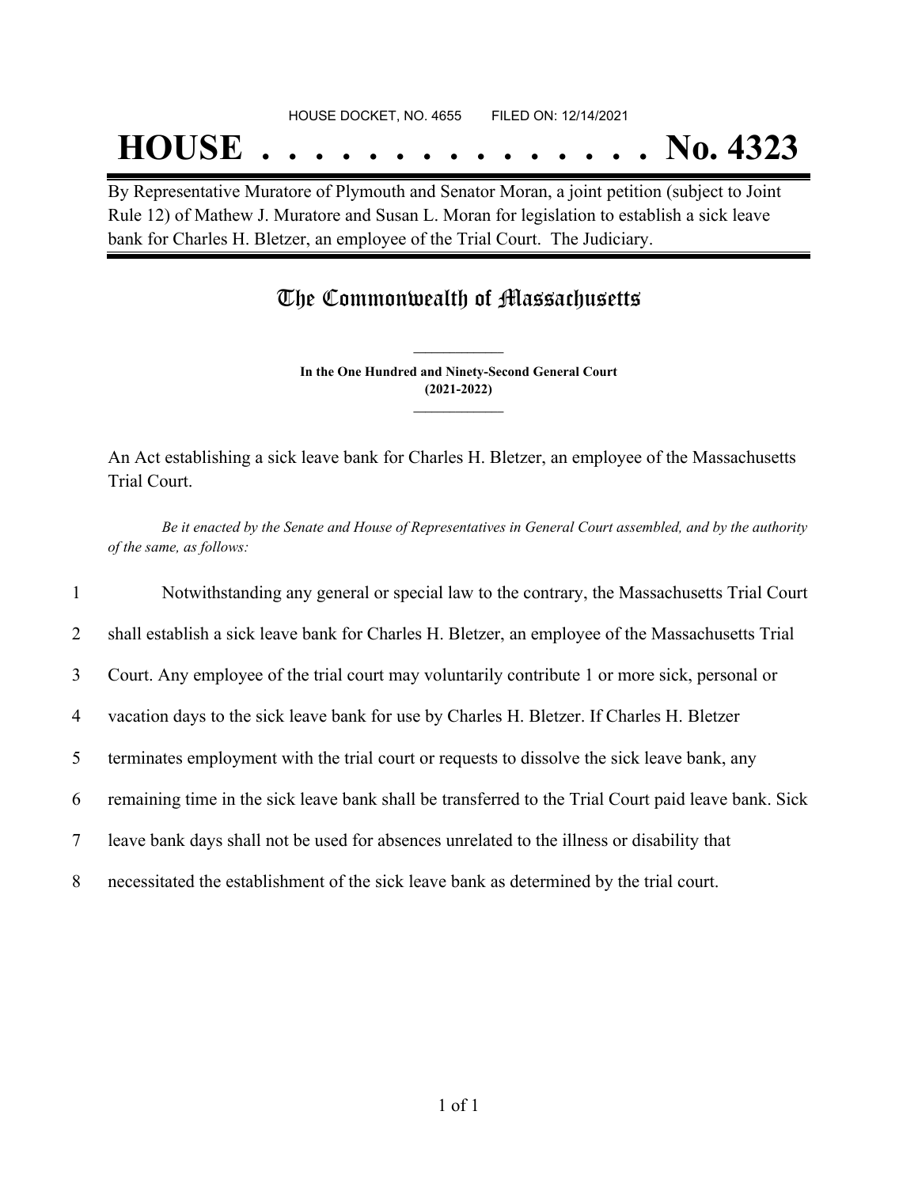HOUSE DOCKET, NO. 4655 FILED ON: 12/14/2021

# HOUSE . . . . . . . . . . . . . . . No. 4323

By Representative Muratore of Plymouth and Senator Moran, a joint petition (subject to Joint Rule 12) of Mathew J. Muratore and Susan L. Moran for legislation to establish a sick leave bank for Charles H. Bletzer, an employee of the Trial Court. The Judiciary.

## The Commonwealth of Massachusetts

**In the One Hundred and Ninety-Second General Court**
**(2021-2022)**

An Act establishing a sick leave bank for Charles H. Bletzer, an employee of the Massachusetts Trial Court.

*Be it enacted by the Senate and House of Representatives in General Court assembled, and by the authority of the same, as follows:*

1 Notwithstanding any general or special law to the contrary, the Massachusetts Trial Court
2 shall establish a sick leave bank for Charles H. Bletzer, an employee of the Massachusetts Trial
3 Court. Any employee of the trial court may voluntarily contribute 1 or more sick, personal or
4 vacation days to the sick leave bank for use by Charles H. Bletzer. If Charles H. Bletzer
5 terminates employment with the trial court or requests to dissolve the sick leave bank, any
6 remaining time in the sick leave bank shall be transferred to the Trial Court paid leave bank. Sick
7 leave bank days shall not be used for absences unrelated to the illness or disability that
8 necessitated the establishment of the sick leave bank as determined by the trial court.